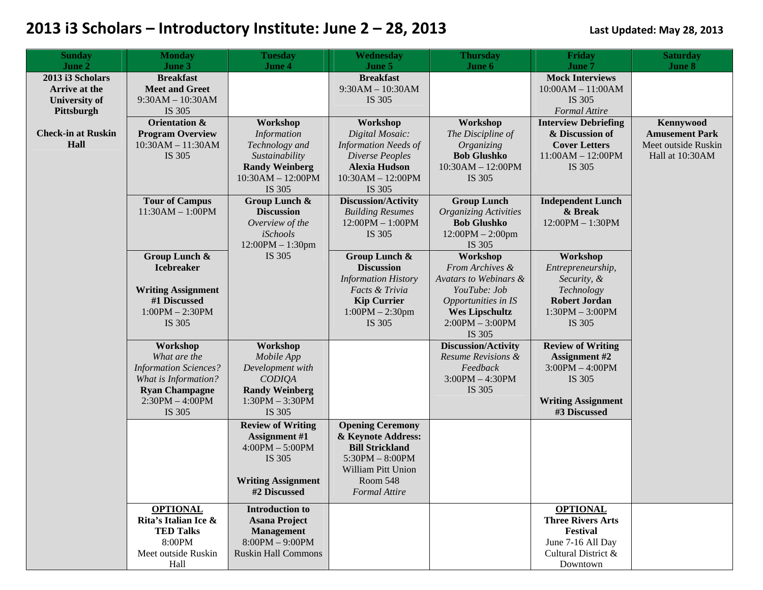# 2013 i3 Scholars – Introductory Institute: June 2 – 28, 2013

**Last Updated: May 28, 2013**

| Sunday June 2 | Monday June 3 | Tuesday June 4 | Wednesday June 5 | Thursday June 6 | Friday June 7 | Saturday June 8 |
|---|---|---|---|---|---|---|
| **2013 i3 Scholars Arrive at the University of Pittsburgh**<br><br>**Check-in at Ruskin Hall** | **Breakfast Meet and Greet**<br>9:30AM – 10:30AM<br>IS 305 | | **Breakfast**<br>9:30AM – 10:30AM<br>IS 305 | | **Mock Interviews**<br>10:00AM – 11:00AM<br>IS 305<br>*Formal Attire* | |
| | **Orientation & Program Overview**<br>10:30AM – 11:30AM<br>IS 305 | **Workshop**<br>*Information Technology and Sustainability*<br>**Randy Weinberg**<br>10:30AM – 12:00PM<br>IS 305 | **Workshop**<br>*Digital Mosaic: Information Needs of Diverse Peoples*<br>**Alexia Hudson**<br>10:30AM – 12:00PM<br>IS 305 | **Workshop**<br>*The Discipline of Organizing*<br>**Bob Glushko**<br>10:30AM – 12:00PM<br>IS 305 | **Interview Debriefing & Discussion of Cover Letters**<br>11:00AM – 12:00PM<br>IS 305 | **Kennywood Amusement Park**<br>Meet outside Ruskin Hall at 10:30AM |
| | **Tour of Campus**<br>11:30AM – 1:00PM | **Group Lunch & Discussion**<br>*Overview of the iSchools*<br>12:00PM – 1:30pm<br>IS 305 | **Discussion/Activity**<br>*Building Resumes*<br>12:00PM – 1:00PM<br>IS 305 | **Group Lunch**<br>*Organizing Activities*<br>**Bob Glushko**<br>12:00PM – 2:00pm<br>IS 305 | **Independent Lunch & Break**<br>12:00PM – 1:30PM | |
| | **Group Lunch & Icebreaker**<br><br>**Writing Assignment #1 Discussed**<br>1:00PM – 2:30PM<br>IS 305 | | **Group Lunch & Discussion**<br>*Information History Facts & Trivia*<br>**Kip Currier**<br>1:00PM – 2:30pm<br>IS 305 | **Workshop**<br>*From Archives & Avatars to Webinars & YouTube: Job Opportunities in IS*<br>**Wes Lipschultz**<br>2:00PM – 3:00PM<br>IS 305 | **Workshop**<br>*Entrepreneurship, Security, & Technology*<br>**Robert Jordan**<br>1:30PM – 3:00PM<br>IS 305 | |
| | **Workshop**<br>*What are the Information Sciences? What is Information?*<br>**Ryan Champagne**<br>2:30PM – 4:00PM<br>IS 305 | **Workshop**<br>*Mobile App Development with CODIQA*<br>**Randy Weinberg**<br>1:30PM – 3:30PM<br>IS 305 | | **Discussion/Activity**<br>*Resume Revisions & Feedback*<br>3:00PM – 4:30PM<br>IS 305 | **Review of Writing Assignment #2**<br>3:00PM – 4:00PM<br>IS 305<br><br>**Writing Assignment #3 Discussed** | |
| | | **Review of Writing Assignment #1**<br>4:00PM – 5:00PM<br>IS 305<br><br>**Writing Assignment #2 Discussed** | **Opening Ceremony & Keynote Address: Bill Strickland**<br>5:30PM – 8:00PM<br>William Pitt Union Room 548<br>*Formal Attire* | | | |
| | **OPTIONAL**<br>**Rita's Italian Ice & TED Talks**<br>8:00PM<br>Meet outside Ruskin Hall | **Introduction to Asana Project Management**<br>8:00PM – 9:00PM<br>Ruskin Hall Commons | | | **OPTIONAL**<br>**Three Rivers Arts Festival**<br>June 7-16 All Day<br>Cultural District & Downtown | |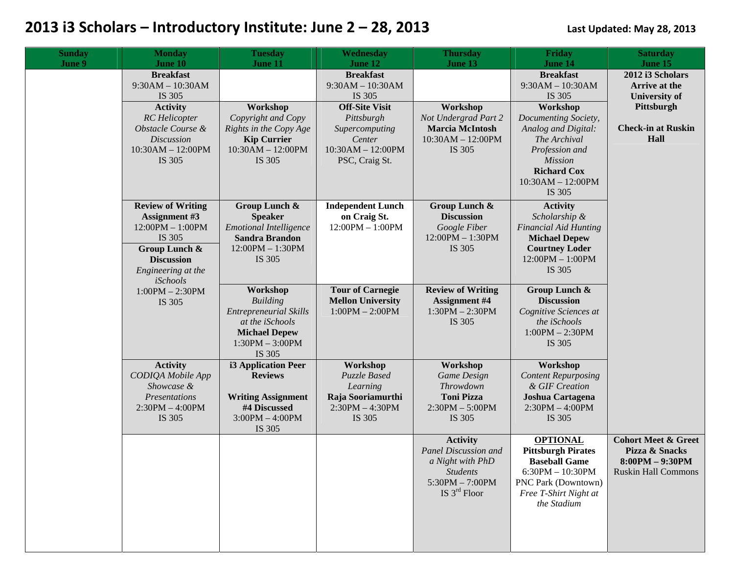# 2013 i3 Scholars – Introductory Institute: June 2 – 28, 2013

**Last Updated: May 28, 2013**

| Sunday June 9 | Monday June 10 | Tuesday June 11 | Wednesday June 12 | Thursday June 13 | Friday June 14 | Saturday June 15 |
|---|---|---|---|---|---|---|
| | **Breakfast** 9:30AM – 10:30AM IS 305 | | **Breakfast** 9:30AM – 10:30AM IS 305 | | **Breakfast** 9:30AM – 10:30AM IS 305 | **2012 i3 Scholars Arrive at the University of Pittsburgh** **Check-in at Ruskin Hall** |
| | **Activity** *RC Helicopter Obstacle Course & Discussion* 10:30AM – 12:00PM IS 305 | **Workshop** *Copyright and Copy Rights in the Copy Age* **Kip Currier** 10:30AM – 12:00PM IS 305 | **Off-Site Visit** *Pittsburgh Supercomputing Center* 10:30AM – 12:00PM PSC, Craig St. | **Workshop** *Not Undergrad Part 2* **Marcia McIntosh** 10:30AM – 12:00PM IS 305 | **Workshop** *Documenting Society, Analog and Digital: The Archival Profession and Mission* **Richard Cox** 10:30AM – 12:00PM IS 305 | |
| | **Review of Writing Assignment #3** 12:00PM – 1:00PM IS 305 | **Group Lunch & Speaker** *Emotional Intelligence* **Sandra Brandon** 12:00PM – 1:30PM IS 305 | **Independent Lunch on Craig St.** 12:00PM – 1:00PM | **Group Lunch & Discussion** *Google Fiber* 12:00PM – 1:30PM IS 305 | **Activity** *Scholarship & Financial Aid Hunting* **Michael Depew** **Courtney Loder** 12:00PM – 1:00PM IS 305 | |
| | **Group Lunch & Discussion** *Engineering at the iSchools* 1:00PM – 2:30PM IS 305 | **Workshop** *Building Entrepreneurial Skills at the iSchools* **Michael Depew** 1:30PM – 3:00PM IS 305 | **Tour of Carnegie Mellon University** 1:00PM – 2:00PM | **Review of Writing Assignment #4** 1:30PM – 2:30PM IS 305 | **Group Lunch & Discussion** *Cognitive Sciences at the iSchools* 1:00PM – 2:30PM IS 305 | |
| | **Activity** *CODIQA Mobile App Showcase & Presentations* 2:30PM – 4:00PM IS 305 | **i3 Application Peer Reviews** **Writing Assignment #4 Discussed** 3:00PM – 4:00PM IS 305 | **Workshop** *Puzzle Based Learning* **Raja Sooriamurthi** 2:30PM – 4:30PM IS 305 | **Workshop** *Game Design Throwdown* **Toni Pizza** 2:30PM – 5:00PM IS 305 | **Workshop** *Content Repurposing & GIF Creation* **Joshua Cartagena** 2:30PM – 4:00PM IS 305 | |
| | | | | **Activity** *Panel Discussion and a Night with PhD Students* 5:30PM – 7:00PM IS 3rd Floor | **OPTIONAL** **Pittsburgh Pirates Baseball Game** 6:30PM – 10:30PM PNC Park (Downtown) *Free T-Shirt Night at the Stadium* | **Cohort Meet & Greet Pizza & Snacks** **8:00PM – 9:30PM** Ruskin Hall Commons |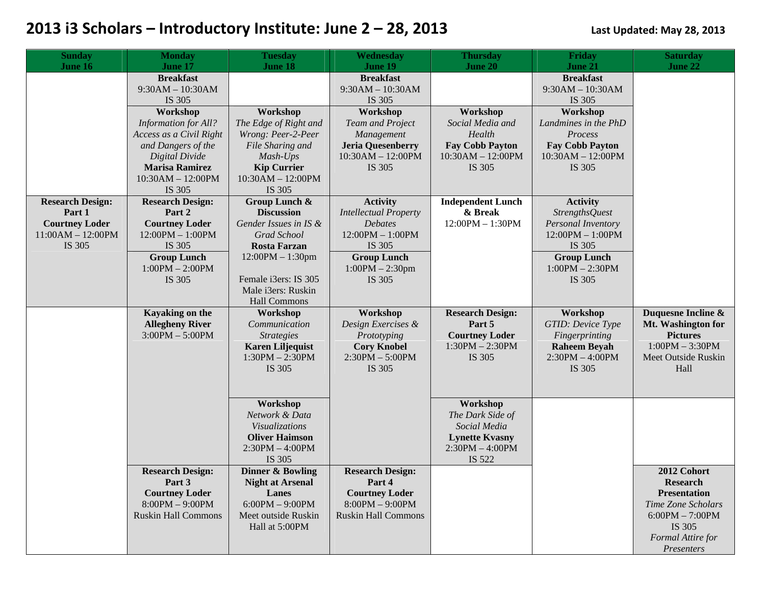# 2013 i3 Scholars – Introductory Institute: June 2 – 28, 2013

**Last Updated: May 28, 2013**

| Sunday June 16 | Monday June 17 | Tuesday June 18 | Wednesday June 19 | Thursday June 20 | Friday June 21 | Saturday June 22 |
|---|---|---|---|---|---|---|
| | **Breakfast** 9:30AM – 10:30AM IS 305 | | **Breakfast** 9:30AM – 10:30AM IS 305 | | **Breakfast** 9:30AM – 10:30AM IS 305 | |
| | **Workshop** *Information for All? Access as a Civil Right and Dangers of the Digital Divide* **Marisa Ramirez** 10:30AM – 12:00PM IS 305 | **Workshop** *The Edge of Right and Wrong: Peer-2-Peer File Sharing and Mash-Ups* **Kip Currier** 10:30AM – 12:00PM IS 305 | **Workshop** *Team and Project Management* **Jeria Quesenberry** 10:30AM – 12:00PM IS 305 | **Workshop** *Social Media and Health* **Fay Cobb Payton** 10:30AM – 12:00PM IS 305 | **Workshop** *Landmines in the PhD Process* **Fay Cobb Payton** 10:30AM – 12:00PM IS 305 | |
| **Research Design: Part 1** **Courtney Loder** 11:00AM – 12:00PM IS 305 | **Research Design: Part 2** **Courtney Loder** 12:00PM – 1:00PM IS 305 | **Group Lunch & Discussion** *Gender Issues in IS & Grad School* **Rosta Farzan** 12:00PM – 1:30pm | **Activity** *Intellectual Property Debates* 12:00PM – 1:00PM IS 305 | **Independent Lunch & Break** 12:00PM – 1:30PM | **Activity** *StrengthsQuest Personal Inventory* 12:00PM – 1:00PM IS 305 | |
| | **Group Lunch** 1:00PM – 2:00PM IS 305 | Female i3ers: IS 305 Male i3ers: Ruskin Hall Commons | **Group Lunch** 1:00PM – 2:30pm IS 305 | | **Group Lunch** 1:00PM – 2:30PM IS 305 | |
| | **Kayaking on the Allegheny River** 3:00PM – 5:00PM | **Workshop** *Communication Strategies* **Karen Liljequist** 1:30PM – 2:30PM IS 305 | **Workshop** *Design Exercises & Prototyping* **Cory Knobel** 2:30PM – 5:00PM IS 305 | **Research Design: Part 5** **Courtney Loder** 1:30PM – 2:30PM IS 305 | **Workshop** *GTID: Device Type Fingerprinting* **Raheem Beyah** 2:30PM – 4:00PM IS 305 | **Duquesne Incline & Mt. Washington for Pictures** 1:00PM – 3:30PM Meet Outside Ruskin Hall |
| | | **Workshop** *Network & Data Visualizations* **Oliver Haimson** 2:30PM – 4:00PM IS 305 | | **Workshop** *The Dark Side of Social Media* **Lynette Kvasny** 2:30PM – 4:00PM IS 522 | | |
| | **Research Design: Part 3** **Courtney Loder** 8:00PM – 9:00PM Ruskin Hall Commons | **Dinner & Bowling Night at Arsenal Lanes** 6:00PM – 9:00PM Meet outside Ruskin Hall at 5:00PM | **Research Design: Part 4** **Courtney Loder** 8:00PM – 9:00PM Ruskin Hall Commons | | | **2012 Cohort Research Presentation** *Time Zone Scholars* 6:00PM – 7:00PM IS 305 *Formal Attire for Presenters* |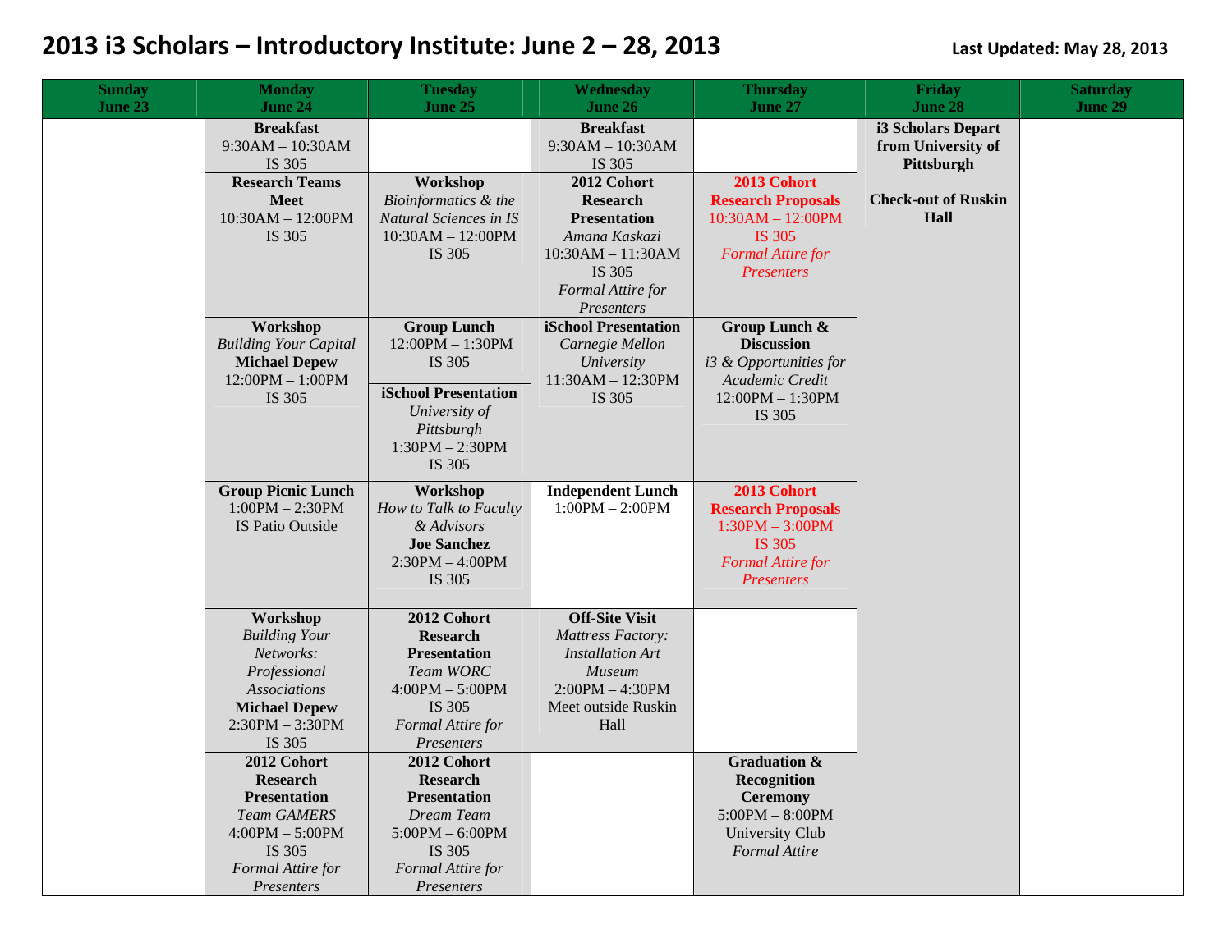# 2013 i3 Scholars – Introductory Institute: June 2 – 28, 2013

**Last Updated: May 28, 2013**

| Sunday June 23 | Monday June 24 | Tuesday June 25 | Wednesday June 26 | Thursday June 27 | Friday June 28 | Saturday June 29 |
|---|---|---|---|---|---|---|
| | **Breakfast** 9:30AM – 10:30AM IS 305 | | **Breakfast** 9:30AM – 10:30AM IS 305 | | **i3 Scholars Depart from University of Pittsburgh**<br><br>**Check-out of Ruskin Hall** | |
| | **Research Teams Meet** 10:30AM – 12:00PM IS 305 | **Workshop** *Bioinformatics & the Natural Sciences in IS* 10:30AM – 12:00PM IS 305 | **2012 Cohort Research Presentation** *Amana Kaskazi* 10:30AM – 11:30AM IS 305 *Formal Attire for Presenters* | **2013 Cohort Research Proposals** 10:30AM – 12:00PM IS 305 *Formal Attire for Presenters* | | |
| | **Workshop** *Building Your Capital* **Michael Depew** 12:00PM – 1:00PM IS 305 | **Group Lunch** 12:00PM – 1:30PM IS 305<br><br>**iSchool Presentation** *University of Pittsburgh* 1:30PM – 2:30PM IS 305 | **iSchool Presentation** *Carnegie Mellon University* 11:30AM – 12:30PM IS 305 | **Group Lunch & Discussion** *i3 & Opportunities for Academic Credit* 12:00PM – 1:30PM IS 305 | | |
| | **Group Picnic Lunch** 1:00PM – 2:30PM IS Patio Outside | **Workshop** *How to Talk to Faculty & Advisors* **Joe Sanchez** 2:30PM – 4:00PM IS 305 | **Independent Lunch** 1:00PM – 2:00PM | **2013 Cohort Research Proposals** 1:30PM – 3:00PM IS 305 *Formal Attire for Presenters* | | |
| | **Workshop** *Building Your Networks: Professional Associations* **Michael Depew** 2:30PM – 3:30PM IS 305 | **2012 Cohort Research Presentation** *Team WORC* 4:00PM – 5:00PM IS 305 *Formal Attire for Presenters* | **Off-Site Visit** *Mattress Factory: Installation Art Museum* 2:00PM – 4:30PM Meet outside Ruskin Hall | | | |
| | **2012 Cohort Research Presentation** *Team GAMERS* 4:00PM – 5:00PM IS 305 *Formal Attire for Presenters* | **2012 Cohort Research Presentation** *Dream Team* 5:00PM – 6:00PM IS 305 *Formal Attire for Presenters* | | **Graduation & Recognition Ceremony** 5:00PM – 8:00PM University Club *Formal Attire* | | |